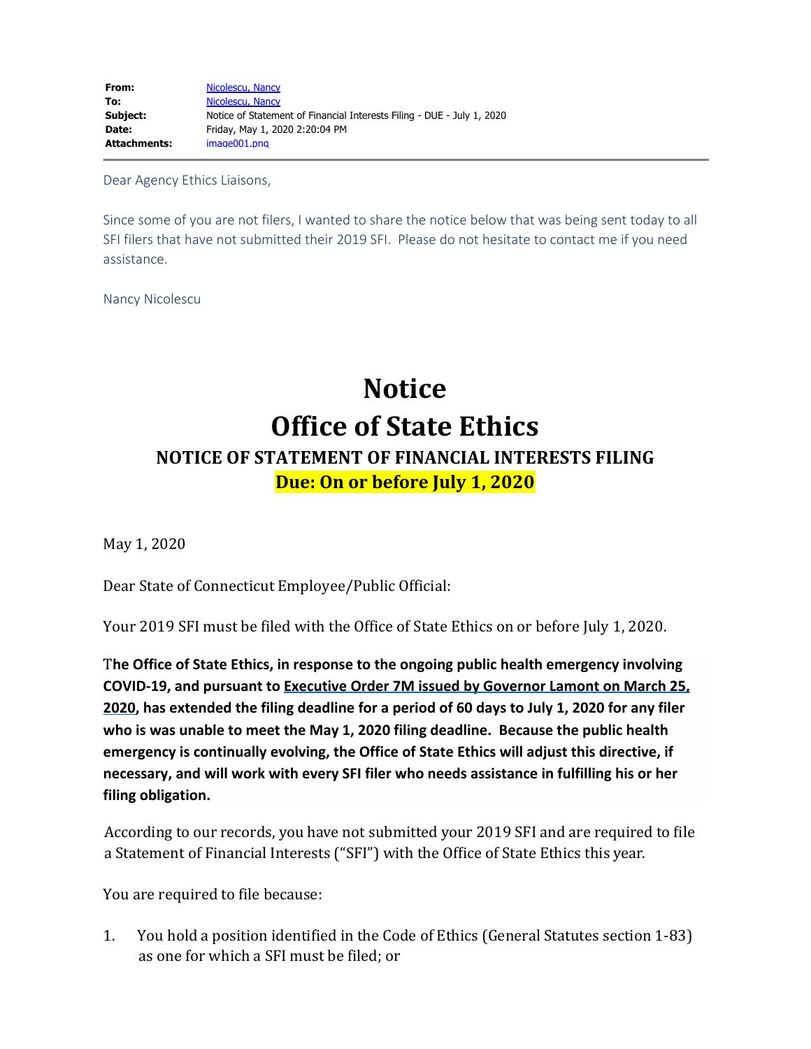| | |
|---|---|
| **From:** | Nicolescu, Nancy |
| **To:** | Nicolescu, Nancy |
| **Subject:** | Notice of Statement of Financial Interests Filing - DUE - July 1, 2020 |
| **Date:** | Friday, May 1, 2020 2:20:04 PM |
| **Attachments:** | image001.png |

Dear Agency Ethics Liaisons,

Since some of you are not filers, I wanted to share the notice below that was being sent today to all SFI filers that have not submitted their 2019 SFI. Please do not hesitate to contact me if you need assistance.

Nancy Nicolescu

# Notice
# Office of State Ethics

## NOTICE OF STATEMENT OF FINANCIAL INTERESTS FILING

## Due: On or before July 1, 2020

May 1, 2020

Dear State of Connecticut Employee/Public Official:

Your 2019 SFI must be filed with the Office of State Ethics on or before July 1, 2020.

**The Office of State Ethics, in response to the ongoing public health emergency involving COVID-19, and pursuant to Executive Order 7M issued by Governor Lamont on March 25, 2020, has extended the filing deadline for a period of 60 days to July 1, 2020 for any filer who is was unable to meet the May 1, 2020 filing deadline. Because the public health emergency is continually evolving, the Office of State Ethics will adjust this directive, if necessary, and will work with every SFI filer who needs assistance in fulfilling his or her filing obligation.**

According to our records, you have not submitted your 2019 SFI and are required to file a Statement of Financial Interests ("SFI") with the Office of State Ethics this year.

You are required to file because:

1. You hold a position identified in the Code of Ethics (General Statutes section 1-83) as one for which a SFI must be filed; or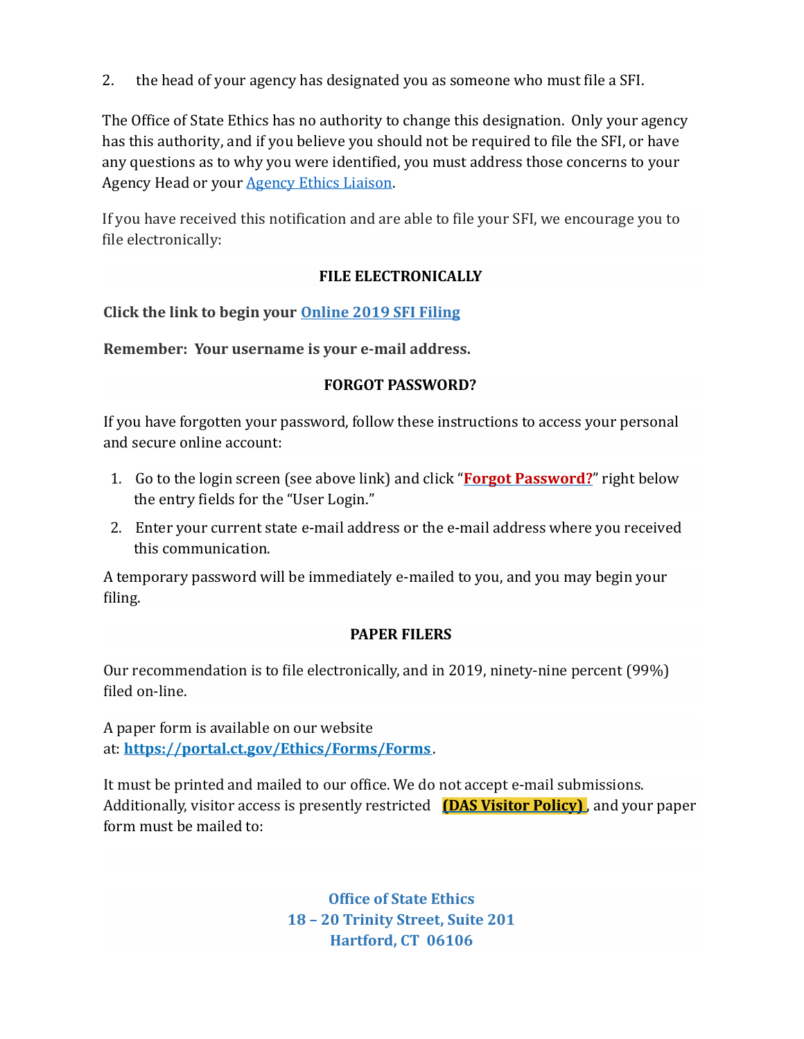2. the head of your agency has designated you as someone who must file a SFI.

The Office of State Ethics has no authority to change this designation. Only your agency has this authority, and if you believe you should not be required to file the SFI, or have any questions as to why you were identified, you must address those concerns to your Agency Head or your Agency Ethics Liaison.

If you have received this notification and are able to file your SFI, we encourage you to file electronically:

**FILE ELECTRONICALLY**

**Click the link to begin your Online 2019 SFI Filing**

**Remember: Your username is your e-mail address.**

**FORGOT PASSWORD?**

If you have forgotten your password, follow these instructions to access your personal and secure online account:

1. Go to the login screen (see above link) and click "**Forgot Password?**" right below the entry fields for the "User Login."
2. Enter your current state e-mail address or the e-mail address where you received this communication.

A temporary password will be immediately e-mailed to you, and you may begin your filing.

**PAPER FILERS**

Our recommendation is to file electronically, and in 2019, ninety-nine percent (99%) filed on-line.

A paper form is available on our website at: **https://portal.ct.gov/Ethics/Forms/Forms**.

It must be printed and mailed to our office. We do not accept e-mail submissions. Additionally, visitor access is presently restricted **(DAS Visitor Policy)**, and your paper form must be mailed to:

**Office of State Ethics**
**18 – 20 Trinity Street, Suite 201**
**Hartford, CT 06106**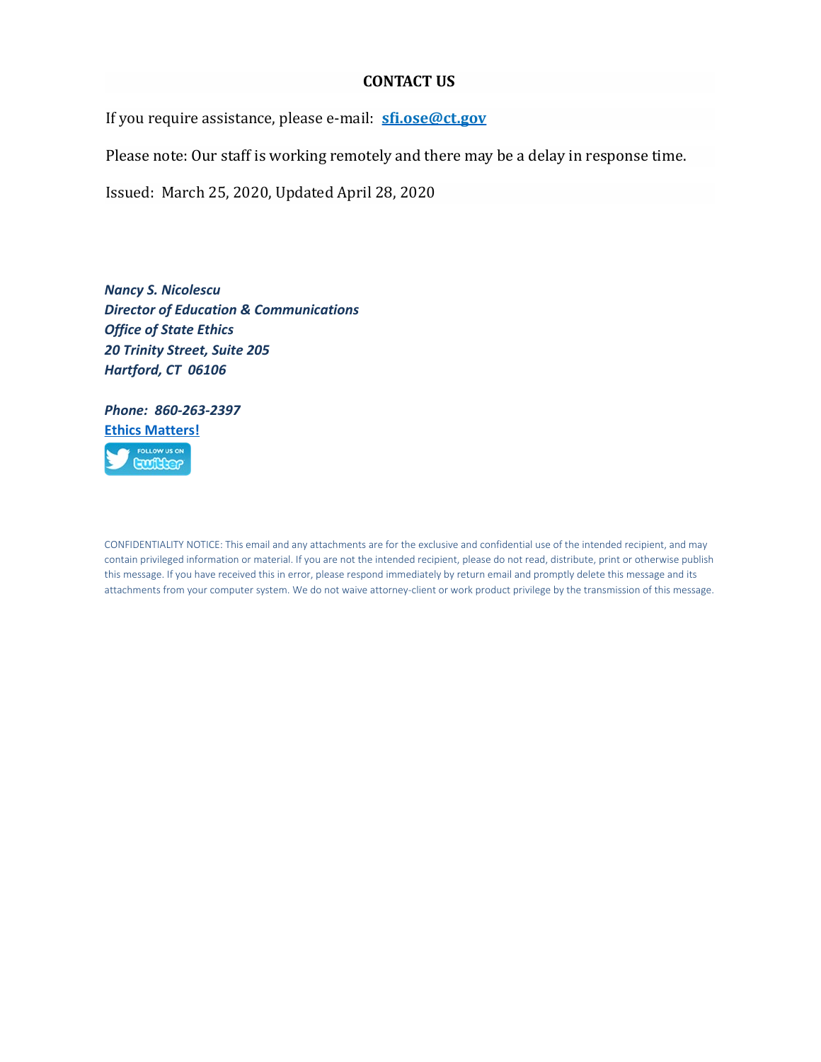## CONTACT US

If you require assistance, please e-mail: **sfi.ose@ct.gov**

Please note: Our staff is working remotely and there may be a delay in response time.

Issued: March 25, 2020, Updated April 28, 2020

***Nancy S. Nicolescu***
***Director of Education & Communications***
***Office of State Ethics***
***20 Trinity Street, Suite 205***
***Hartford, CT 06106***

***Phone: 860-263-2397***
**Ethics Matters!**

CONFIDENTIALITY NOTICE: This email and any attachments are for the exclusive and confidential use of the intended recipient, and may contain privileged information or material. If you are not the intended recipient, please do not read, distribute, print or otherwise publish this message. If you have received this in error, please respond immediately by return email and promptly delete this message and its attachments from your computer system. We do not waive attorney-client or work product privilege by the transmission of this message.